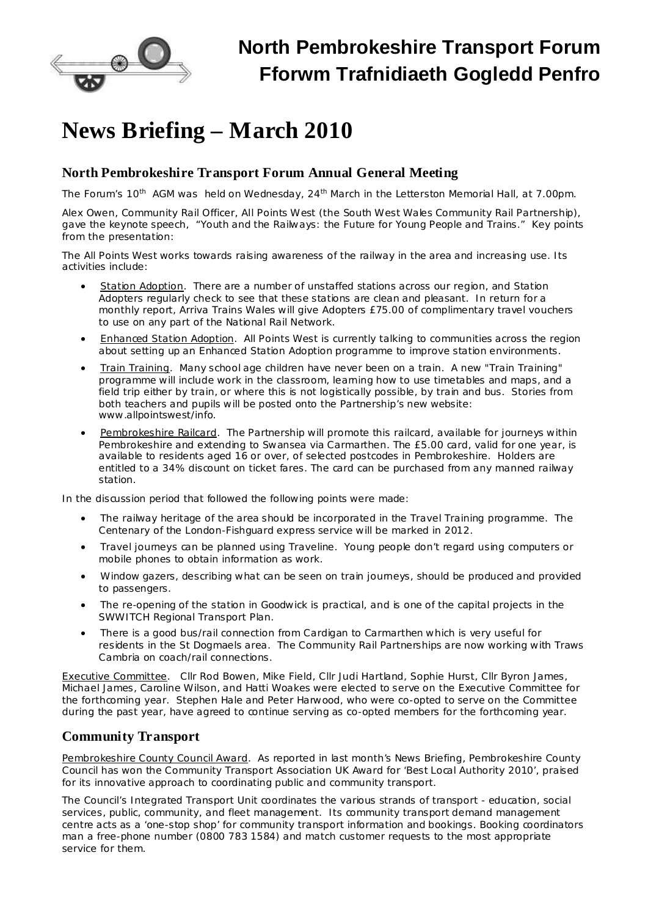# North Pembrokeshire Transport Forum
# Fforwm Trafnidiaeth Gogledd Penfro

# News Briefing – March 2010

## North Pembrokeshire Transport Forum Annual General Meeting

The Forum's 10th AGM was held on Wednesday, 24th March in the Letterston Memorial Hall, at 7.00pm.

Alex Owen, Community Rail Officer, All Points West (the South West Wales Community Rail Partnership), gave the keynote speech, "Youth and the Railways: the Future for Young People and Trains." Key points from the presentation:

The All Points West works towards raising awareness of the railway in the area and increasing use. Its activities include:

- Station Adoption. There are a number of unstaffed stations across our region, and Station Adopters regularly check to see that these stations are clean and pleasant. In return for a monthly report, Arriva Trains Wales will give Adopters £75.00 of complimentary travel vouchers to use on any part of the National Rail Network.
- Enhanced Station Adoption. All Points West is currently talking to communities across the region about setting up an Enhanced Station Adoption programme to improve station environments.
- Train Training. Many school age children have never been on a train. A new "Train Training" programme will include work in the classroom, learning how to use timetables and maps, and a field trip either by train, or where this is not logistically possible, by train and bus. Stories from both teachers and pupils will be posted onto the Partnership's new website: www.allpointswest/info.
- Pembrokeshire Railcard. The Partnership will promote this railcard, available for journeys within Pembrokeshire and extending to Swansea via Carmarthen. The £5.00 card, valid for one year, is available to residents aged 16 or over, of selected postcodes in Pembrokeshire. Holders are entitled to a 34% discount on ticket fares. The card can be purchased from any manned railway station.

In the discussion period that followed the following points were made:

- The railway heritage of the area should be incorporated in the Travel Training programme. The Centenary of the London-Fishguard express service will be marked in 2012.
- Travel journeys can be planned using Traveline. Young people don't regard using computers or mobile phones to obtain information as work.
- Window gazers, describing what can be seen on train journeys, should be produced and provided to passengers.
- The re-opening of the station in Goodwick is practical, and is one of the capital projects in the SWWITCH Regional Transport Plan.
- There is a good bus/rail connection from Cardigan to Carmarthen which is very useful for residents in the St Dogmaels area. The Community Rail Partnerships are now working with Traws Cambria on coach/rail connections.

Executive Committee. Cllr Rod Bowen, Mike Field, Cllr Judi Hartland, Sophie Hurst, Cllr Byron James, Michael James, Caroline Wilson, and Hatti Woakes were elected to serve on the Executive Committee for the forthcoming year. Stephen Hale and Peter Harwood, who were co-opted to serve on the Committee during the past year, have agreed to continue serving as co-opted members for the forthcoming year.

## Community Transport

Pembrokeshire County Council Award. As reported in last month's News Briefing, Pembrokeshire County Council has won the Community Transport Association UK Award for 'Best Local Authority 2010', praised for its innovative approach to coordinating public and community transport.

The Council's Integrated Transport Unit coordinates the various strands of transport - education, social services, public, community, and fleet management. Its community transport demand management centre acts as a 'one-stop shop' for community transport information and bookings. Booking coordinators man a free-phone number (0800 783 1584) and match customer requests to the most appropriate service for them.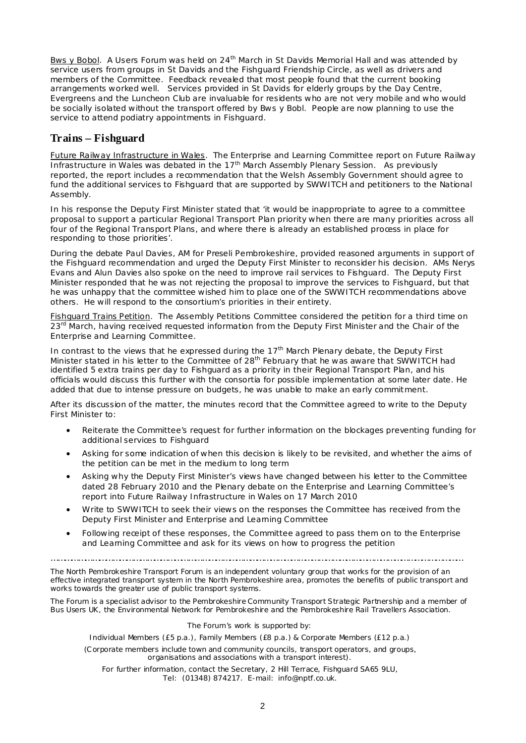Bws y Bobol. A Users Forum was held on 24th March in St Davids Memorial Hall and was attended by service users from groups in St Davids and the Fishguard Friendship Circle, as well as drivers and members of the Committee. Feedback revealed that most people found that the current booking arrangements worked well. Services provided in St Davids for elderly groups by the Day Centre, Evergreens and the Luncheon Club are invaluable for residents who are not very mobile and who would be socially isolated without the transport offered by Bws y Bobl. People are now planning to use the service to attend podiatry appointments in Fishguard.

## Trains – Fishguard

Future Railway Infrastructure in Wales. The Enterprise and Learning Committee report on Future Railway Infrastructure in Wales was debated in the 17th March Assembly Plenary Session. As previously reported, the report includes a recommendation that the Welsh Assembly Government should agree to fund the additional services to Fishguard that are supported by SWWITCH and petitioners to the National Assembly.

In his response the Deputy First Minister stated that 'it would be inappropriate to agree to a committee proposal to support a particular Regional Transport Plan priority when there are many priorities across all four of the Regional Transport Plans, and where there is already an established process in place for responding to those priorities'.

During the debate Paul Davies, AM for Preseli Pembrokeshire, provided reasoned arguments in support of the Fishguard recommendation and urged the Deputy First Minister to reconsider his decision. AMs Nerys Evans and Alun Davies also spoke on the need to improve rail services to Fishguard. The Deputy First Minister responded that he was not rejecting the proposal to improve the services to Fishguard, but that he was unhappy that the committee wished him to place one of the SWWITCH recommendations above others. He will respond to the consortium's priorities in their entirety.

Fishguard Trains Petition. The Assembly Petitions Committee considered the petition for a third time on 23rd March, having received requested information from the Deputy First Minister and the Chair of the Enterprise and Learning Committee.

In contrast to the views that he expressed during the 17th March Plenary debate, the Deputy First Minister stated in his letter to the Committee of 28th February that he was aware that SWWITCH had identified 5 extra trains per day to Fishguard as a priority in their Regional Transport Plan, and his officials would discuss this further with the consortia for possible implementation at some later date. He added that due to intense pressure on budgets, he was unable to make an early commitment.

After its discussion of the matter, the minutes record that the Committee agreed to write to the Deputy First Minister to:

- Reiterate the Committee's request for further information on the blockages preventing funding for additional services to Fishguard
- Asking for some indication of when this decision is likely to be revisited, and whether the aims of the petition can be met in the medium to long term
- Asking why the Deputy First Minister's views have changed between his letter to the Committee dated 28 February 2010 and the Plenary debate on the Enterprise and Learning Committee's report into Future Railway Infrastructure in Wales on 17 March 2010
- Write to SWWITCH to seek their views on the responses the Committee has received from the Deputy First Minister and Enterprise and Learning Committee
- Following receipt of these responses, the Committee agreed to pass them on to the Enterprise and Learning Committee and ask for its views on how to progress the petition

---

*The North Pembrokeshire Transport Forum is an independent voluntary group that works for the provision of an effective integrated transport system in the North Pembrokeshire area, promotes the benefits of public transport and works towards the greater use of public transport systems.*

*The Forum is a specialist advisor to the Pembrokeshire Community Transport Strategic Partnership and a member of Bus Users UK, the Environmental Network for Pembrokeshire and the Pembrokeshire Rail Travellers Association.*

*The Forum's work is supported by:*

*Individual Members (£5 p.a.), Family Members (£8 p.a.) & Corporate Members (£12 p.a.)*

*(Corporate members include town and community councils, transport operators, and groups, organisations and associations with a transport interest).*

*For further information, contact the Secretary, 2 Hill Terrace, Fishguard SA65 9LU, Tel: (01348) 874217. E-mail: info@nptf.co.uk.*